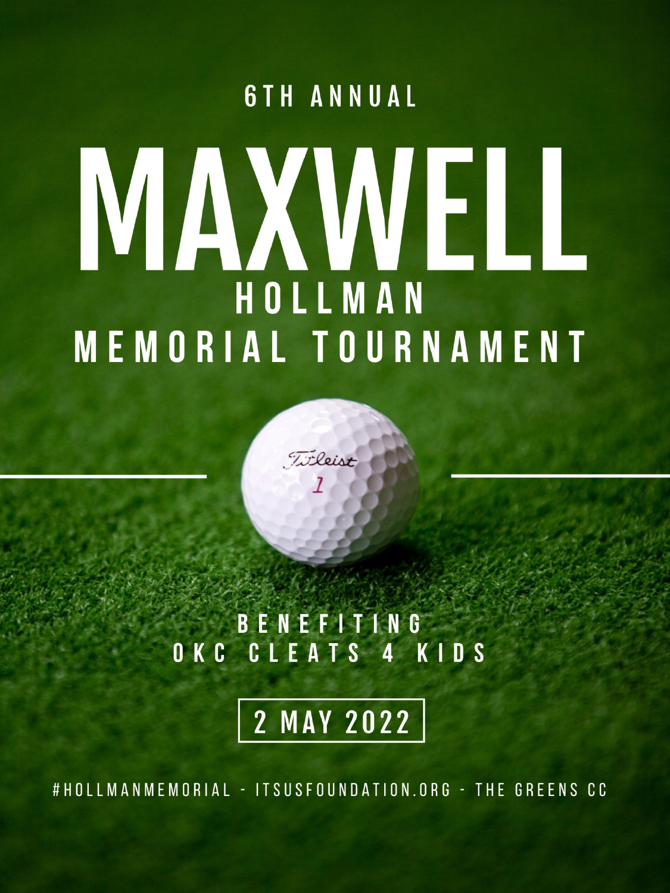6TH ANNUAL

# MAXWELL HOLLMAN MEMORIAL TOURNAMENT

BENEFITING
OKC CLEATS 4 KIDS

2 MAY 2022

#HOLLMANMEMORIAL - ITSUSFOUNDATION.ORG - THE GREENS CC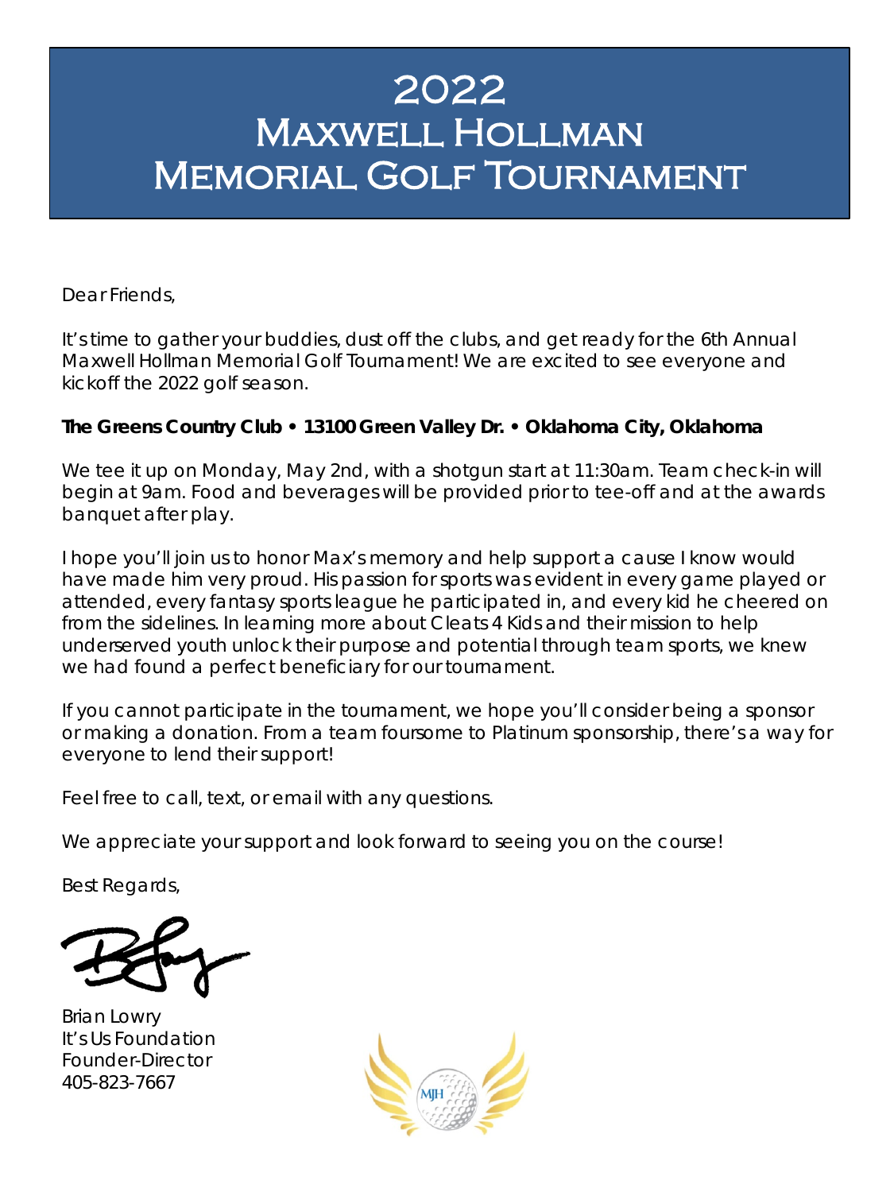# 2022 Maxwell Hollman Memorial Golf Tournament

Dear Friends,

It's time to gather your buddies, dust off the clubs, and get ready for the 6th Annual Maxwell Hollman Memorial Golf Tournament! We are excited to see everyone and kickoff the 2022 golf season.

**The Greens Country Club • 13100 Green Valley Dr. • Oklahoma City, Oklahoma**

We tee it up on Monday, May 2nd, with a shotgun start at 11:30am. Team check-in will begin at 9am. Food and beverages will be provided prior to tee-off and at the awards banquet after play.

I hope you'll join us to honor Max's memory and help support a cause I know would have made him very proud. His passion for sports was evident in every game played or attended, every fantasy sports league he participated in, and every kid he cheered on from the sidelines. In learning more about Cleats 4 Kids and their mission to help underserved youth unlock their purpose and potential through team sports, we knew we had found a perfect beneficiary for our tournament.

If you cannot participate in the tournament, we hope you'll consider being a sponsor or making a donation. From a team foursome to Platinum sponsorship, there's a way for everyone to lend their support!

Feel free to call, text, or email with any questions.

We appreciate your support and look forward to seeing you on the course!

Best Regards,

Brian Lowry
It's Us Foundation
Founder-Director
405-823-7667

MJH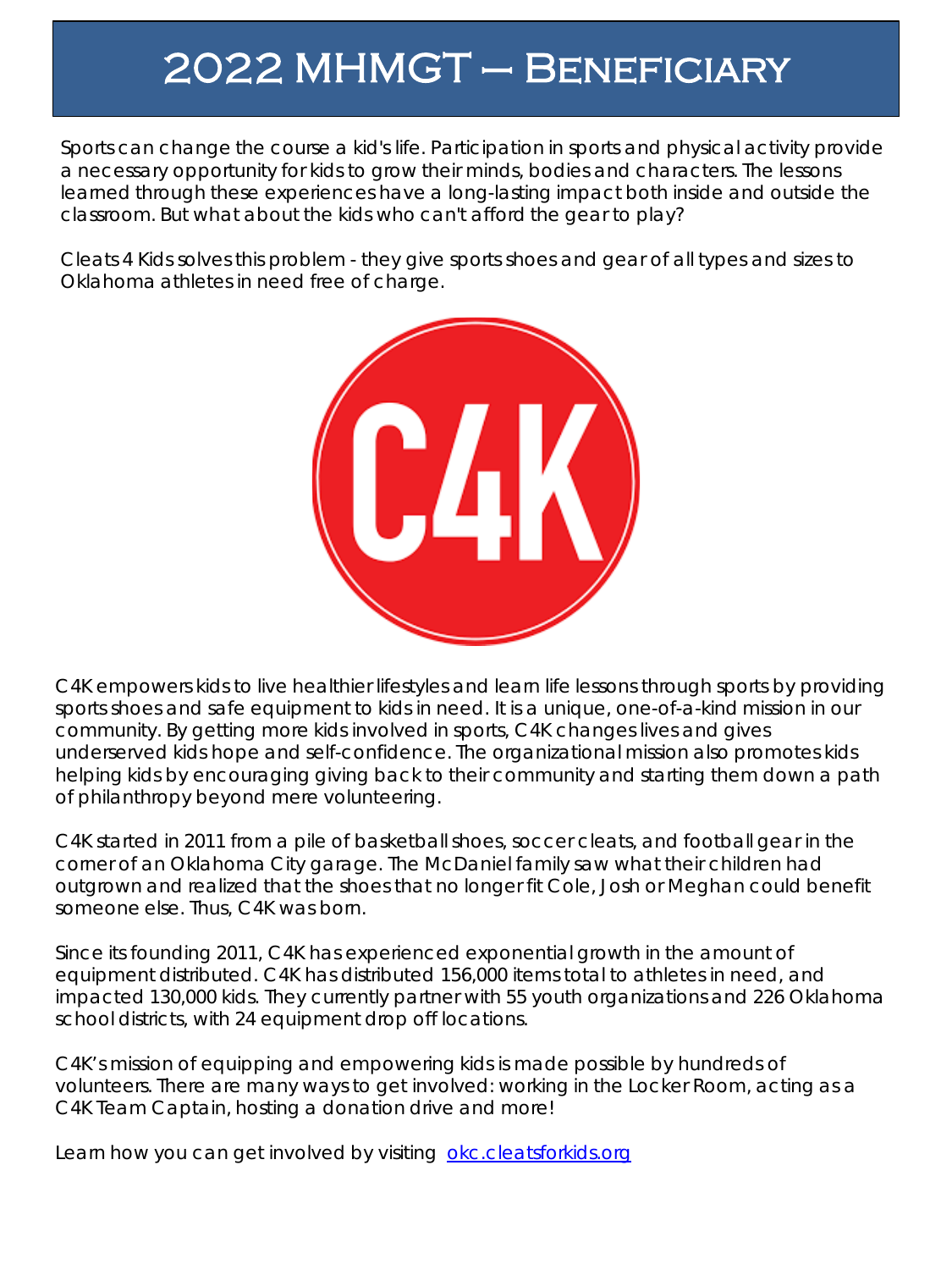# 2022 MHMGT – Beneficiary

Sports can change the course a kid's life. Participation in sports and physical activity provide a necessary opportunity for kids to grow their minds, bodies and characters. The lessons learned through these experiences have a long-lasting impact both inside and outside the classroom. But what about the kids who can't afford the gear to play?

Cleats 4 Kids solves this problem - they give sports shoes and gear of all types and sizes to Oklahoma athletes in need free of charge.

C4K empowers kids to live healthier lifestyles and learn life lessons through sports by providing sports shoes and safe equipment to kids in need. It is a unique, one-of-a-kind mission in our community. By getting more kids involved in sports, C4K changes lives and gives underserved kids hope and self-confidence. The organizational mission also promotes kids helping kids by encouraging giving back to their community and starting them down a path of philanthropy beyond mere volunteering.

C4K started in 2011 from a pile of basketball shoes, soccer cleats, and football gear in the corner of an Oklahoma City garage. The McDaniel family saw what their children had outgrown and realized that the shoes that no longer fit Cole, Josh or Meghan could benefit someone else. Thus, C4K was born.

Since its founding 2011, C4K has experienced exponential growth in the amount of equipment distributed. C4K has distributed 156,000 items total to athletes in need, and impacted 130,000 kids. They currently partner with 55 youth organizations and 226 Oklahoma school districts, with 24 equipment drop off locations.

C4K's mission of equipping and empowering kids is made possible by hundreds of volunteers. There are many ways to get involved: working in the Locker Room, acting as a C4K Team Captain, hosting a donation drive and more!

Learn how you can get involved by visiting [okc.cleatsforkids.org](okc.cleatsforkids.org)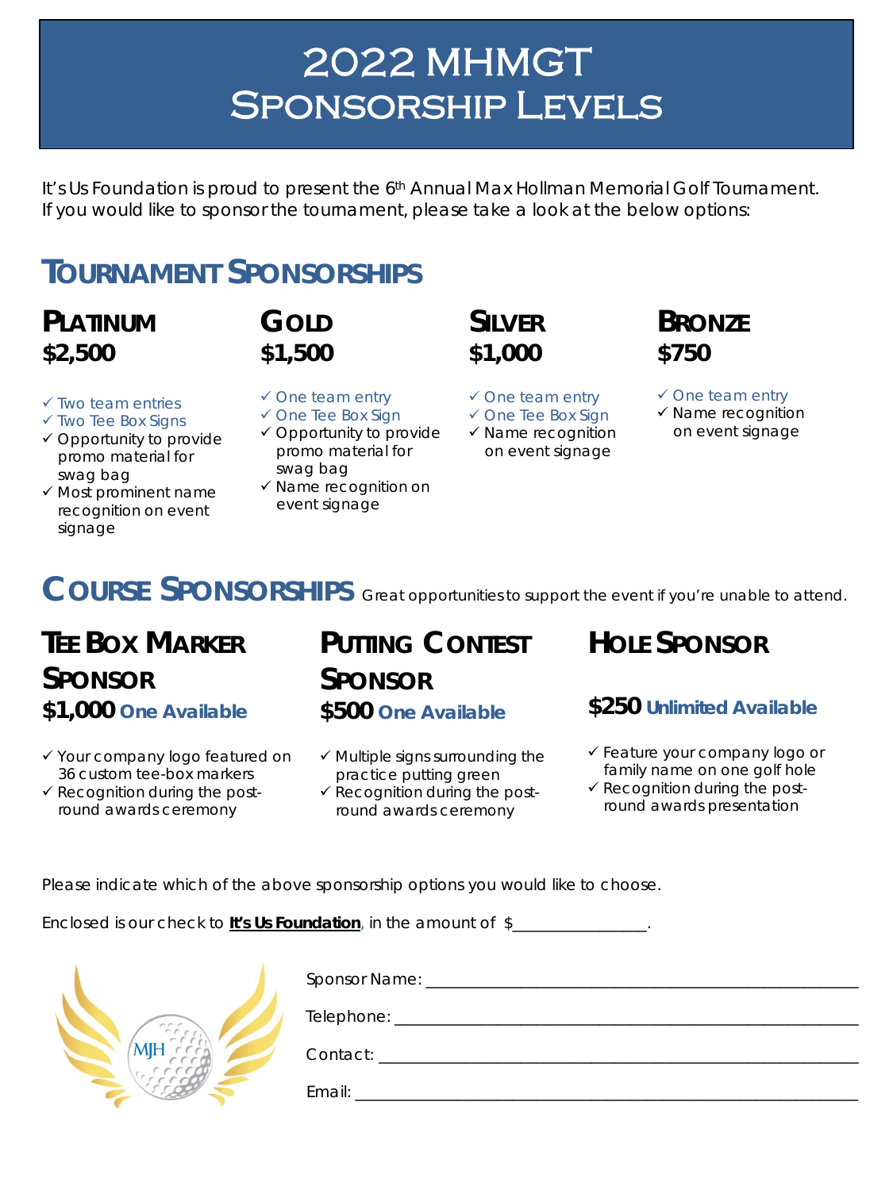# 2022 MHMGT Sponsorship Levels

It's Us Foundation is proud to present the 6th Annual Max Hollman Memorial Golf Tournament. If you would like to sponsor the tournament, please take a look at the below options:

## Tournament Sponsorships

### Platinum
**$2,500**

- ✓ Two team entries
- ✓ Two Tee Box Signs
- ✓ Opportunity to provide promo material for swag bag
- ✓ Most prominent name recognition on event signage

### Gold
**$1,500**

- ✓ One team entry
- ✓ One Tee Box Sign
- ✓ Opportunity to provide promo material for swag bag
- ✓ Name recognition on event signage

### Silver
**$1,000**

- ✓ One team entry
- ✓ One Tee Box Sign
- ✓ Name recognition on event signage

### Bronze
**$750**

- ✓ One team entry
- ✓ Name recognition on event signage

## Course Sponsorships

Great opportunities to support the event if you're unable to attend.

### Tee Box Marker Sponsor
**$1,000** One Available

- ✓ Your company logo featured on 36 custom tee-box markers
- ✓ Recognition during the post-round awards ceremony

### Putting Contest Sponsor
**$500** One Available

- ✓ Multiple signs surrounding the practice putting green
- ✓ Recognition during the post-round awards ceremony

### Hole Sponsor
**$250** Unlimited Available

- ✓ Feature your company logo or family name on one golf hole
- ✓ Recognition during the post-round awards presentation

Please indicate which of the above sponsorship options you would like to choose.

Enclosed is our check to **It's Us Foundation**, in the amount of $________________.

Sponsor Name: ____________________________________________

Telephone: ____________________________________________

Contact: ____________________________________________

Email: ____________________________________________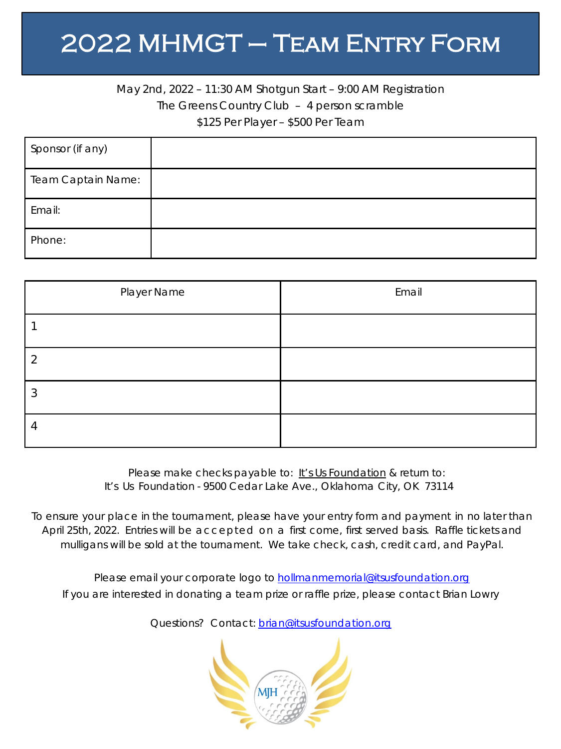# 2022 MHMGT – Team Entry Form

May 2nd, 2022 – 11:30 AM Shotgun Start – 9:00 AM Registration
The Greens Country Club – 4 person scramble
$125 Per Player – $500 Per Team

| | |
|---|---|
| Sponsor (if any) | |
| Team Captain Name: | |
| Email: | |
| Phone: | |

| Player Name | Email |
|---|---|
| 1 | |
| 2 | |
| 3 | |
| 4 | |

Please make checks payable to: It's Us Foundation & return to:
It's Us Foundation - 9500 Cedar Lake Ave., Oklahoma City, OK 73114

To ensure your place in the tournament, please have your entry form and payment in no later than April 25th, 2022. Entries will be accepted on a first come, first served basis. Raffle tickets and mulligans will be sold at the tournament. We take check, cash, credit card, and PayPal.

Please email your corporate logo to hollmanmemorial@itsusfoundation.org
If you are interested in donating a team prize or raffle prize, please contact Brian Lowry

Questions? Contact: brian@itsusfoundation.org

MJH